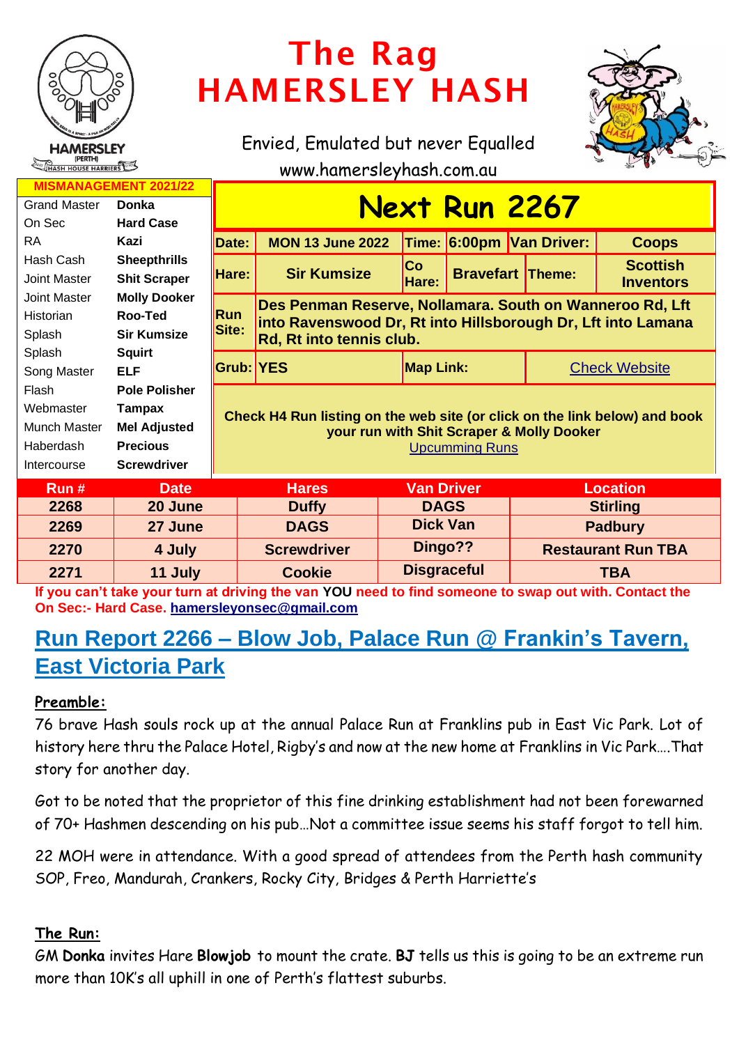# The Rag
# HAMERSLEY HASH

Envied, Emulated but never Equalled

www.hamersleyhash.com.au

| MISMANAGEMENT 2021/22 | |
|---|---|
| Grand Master | **Donka** |
| On Sec | **Hard Case** |
| RA | **Kazi** |
| Hash Cash | **Sheepthrills** |
| Joint Master | **Shit Scraper** |
| Joint Master | **Molly Dooker** |
| Historian | **Roo-Ted** |
| Splash | **Sir Kumsize** |
| Splash | **Squirt** |
| Song Master | **ELF** |
| Flash | **Pole Polisher** |
| Webmaster | **Tampax** |
| Munch Master | **Mel Adjusted** |
| Haberdash | **Precious** |
| Intercourse | **Screwdriver** |

## Next Run 2267

| | | | | | |
|---|---|---|---|---|---|
| **Date:** | **MON 13 June 2022** | **Time:** | **6:00pm** | **Van Driver:** | **Coops** |
| **Hare:** | **Sir Kumsize** | **Co Hare:** | **Bravefart** | **Theme:** | **Scottish Inventors** |
| **Run Site:** | **Des Penman Reserve, Nollamara. South on Wanneroo Rd, Lft into Ravenswood Dr, Rt into Hillsborough Dr, Lft into Lamana Rd, Rt into tennis club.** | | | | |
| **Grub:** | **YES** | **Map Link:** | | Check Website | |

**Check H4 Run listing on the web site (or click on the link below) and book your run with Shit Scraper & Molly Dooker**
Upcumming Runs

| Run # | Date | Hares | Van Driver | Location |
|---|---|---|---|---|
| 2268 | 20 June | Duffy | DAGS | Stirling |
| 2269 | 27 June | DAGS | Dick Van | Padbury |
| 2270 | 4 July | Screwdriver | Dingo?? | Restaurant Run TBA |
| 2271 | 11 July | Cookie | Disgraceful | TBA |

**If you can't take your turn at driving the van YOU need to find someone to swap out with. Contact the On Sec:- Hard Case. hamersleyonsec@gmail.com**

## Run Report 2266 – Blow Job, Palace Run @ Frankin's Tavern, East Victoria Park

**Preamble:**

76 brave Hash souls rock up at the annual Palace Run at Franklins pub in East Vic Park. Lot of history here thru the Palace Hotel, Rigby's and now at the new home at Franklins in Vic Park….That story for another day.

Got to be noted that the proprietor of this fine drinking establishment had not been forewarned of 70+ Hashmen descending on his pub…Not a committee issue seems his staff forgot to tell him.

22 MOH were in attendance. With a good spread of attendees from the Perth hash community SOP, Freo, Mandurah, Crankers, Rocky City, Bridges & Perth Harriette's

**The Run:**

GM **Donka** invites Hare **Blowjob** to mount the crate. **BJ** tells us this is going to be an extreme run more than 10K's all uphill in one of Perth's flattest suburbs.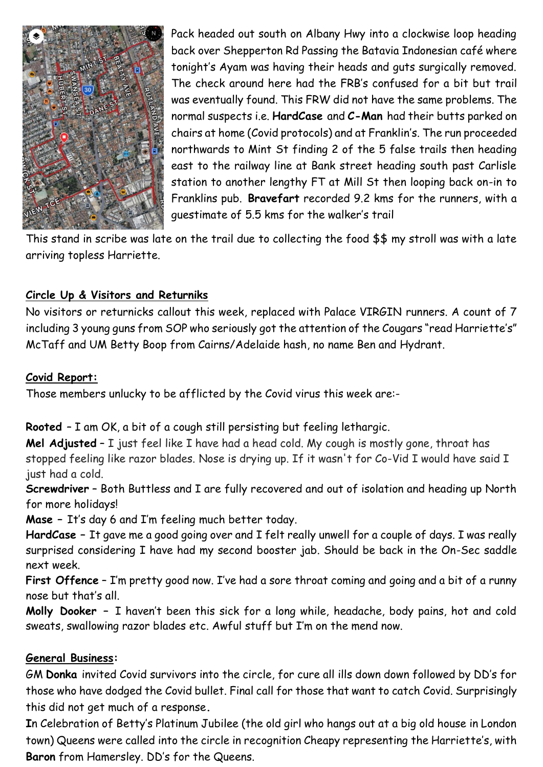Pack headed out south on Albany Hwy into a clockwise loop heading back over Shepperton Rd Passing the Batavia Indonesian café where tonight's Ayam was having their heads and guts surgically removed. The check around here had the FRB's confused for a bit but trail was eventually found. This FRW did not have the same problems. The normal suspects i.e. **HardCase** and ***C-Man*** had their butts parked on chairs at home (Covid protocols) and at Franklin's. The run proceeded northwards to Mint St finding 2 of the 5 false trails then heading east to the railway line at Bank street heading south past Carlisle station to another lengthy FT at Mill St then looping back on-in to Franklins pub. **Bravefart** recorded 9.2 kms for the runners, with a guestimate of 5.5 kms for the walker's trail

This stand in scribe was late on the trail due to collecting the food $$ my stroll was with a late arriving topless Harriette.

## Circle Up & Visitors and Returniks

No visitors or returnicks callout this week, replaced with Palace VIRGIN runners. A count of 7 including 3 young guns from SOP who seriously got the attention of the Cougars "read Harriette's" McTaff and UM Betty Boop from Cairns/Adelaide hash, no name Ben and Hydrant.

## Covid Report:

Those members unlucky to be afflicted by the Covid virus this week are:-

**Rooted** – I am OK, a bit of a cough still persisting but feeling lethargic.

**Mel Adjusted** – I just feel like I have had a head cold. My cough is mostly gone, throat has stopped feeling like razor blades. Nose is drying up. If it wasn't for Co-Vid I would have said I just had a cold.

**Screwdriver** – Both Buttless and I are fully recovered and out of isolation and heading up North for more holidays!

**Mase** – It's day 6 and I'm feeling much better today.

**HardCase** – It gave me a good going over and I felt really unwell for a couple of days. I was really surprised considering I have had my second booster jab. Should be back in the On-Sec saddle next week.

**First Offence** – I'm pretty good now. I've had a sore throat coming and going and a bit of a runny nose but that's all.

**Molly Dooker** – I haven't been this sick for a long while, headache, body pains, hot and cold sweats, swallowing razor blades etc. Awful stuff but I'm on the mend now.

## General Business:

GM **Donka** invited Covid survivors into the circle, for cure all ills down down followed by DD's for those who have dodged the Covid bullet. Final call for those that want to catch Covid. Surprisingly this did not get much of a response.

**I**n Celebration of Betty's Platinum Jubilee (the old girl who hangs out at a big old house in London town) Queens were called into the circle in recognition Cheapy representing the Harriette's, with **Baron** from Hamersley. DD's for the Queens.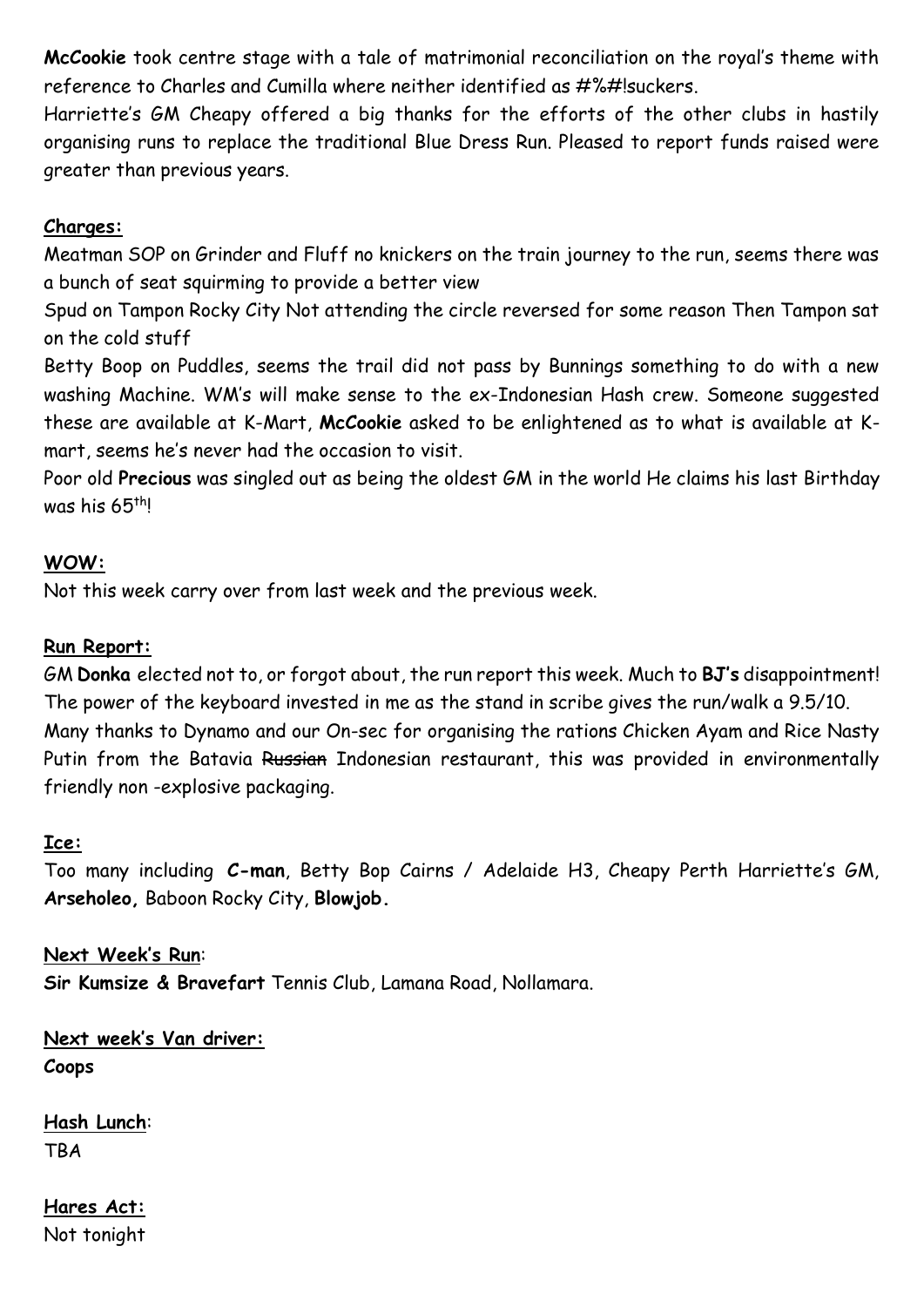**McCookie** took centre stage with a tale of matrimonial reconciliation on the royal's theme with reference to Charles and Cumilla where neither identified as #%#!suckers.

Harriette's GM Cheapy offered a big thanks for the efforts of the other clubs in hastily organising runs to replace the traditional Blue Dress Run. Pleased to report funds raised were greater than previous years.

## Charges:

Meatman SOP on Grinder and Fluff no knickers on the train journey to the run, seems there was a bunch of seat squirming to provide a better view

Spud on Tampon Rocky City Not attending the circle reversed for some reason Then Tampon sat on the cold stuff

Betty Boop on Puddles, seems the trail did not pass by Bunnings something to do with a new washing Machine. WM's will make sense to the ex-Indonesian Hash crew. Someone suggested these are available at K-Mart, **McCookie** asked to be enlightened as to what is available at K-mart, seems he's never had the occasion to visit.

Poor old **Precious** was singled out as being the oldest GM in the world He claims his last Birthday was his 65th!

## WOW:

Not this week carry over from last week and the previous week.

## Run Report:

GM **Donka** elected not to, or forgot about, the run report this week. Much to **BJ's** disappointment! The power of the keyboard invested in me as the stand in scribe gives the run/walk a 9.5/10.

Many thanks to Dynamo and our On-sec for organising the rations Chicken Ayam and Rice Nasty Putin from the Batavia ~~Russian~~ Indonesian restaurant, this was provided in environmentally friendly non -explosive packaging.

## Ice:

Too many including **C-man**, Betty Bop Cairns / Adelaide H3, Cheapy Perth Harriette's GM, **Arseholeo,** Baboon Rocky City, **Blowjob.**

## Next Week's Run:

**Sir Kumsize & Bravefart** Tennis Club, Lamana Road, Nollamara.

## Next week's Van driver:

**Coops**

## Hash Lunch:

TBA

## Hares Act:

Not tonight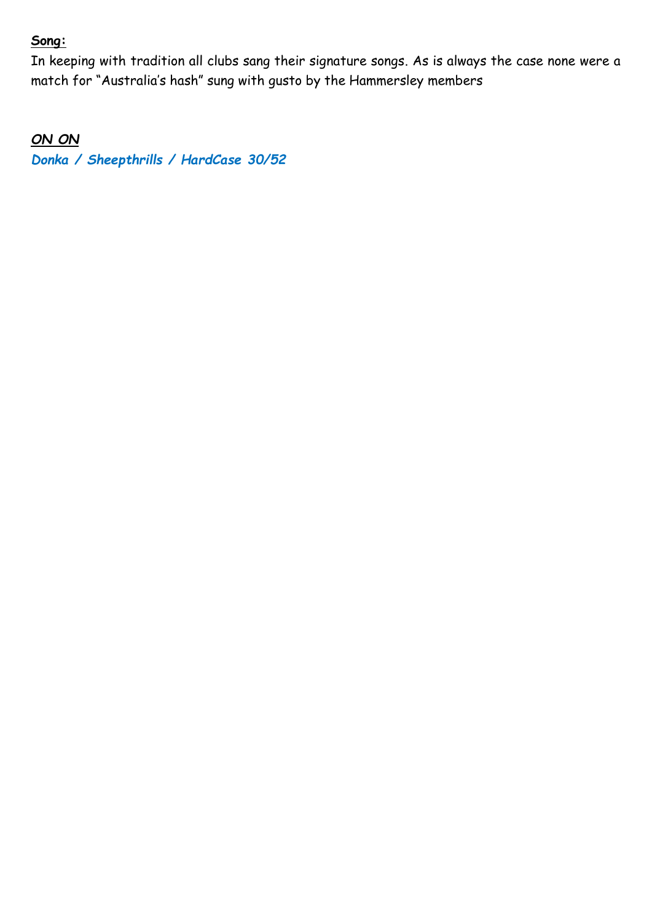**<u>Song:</u>**

In keeping with tradition all clubs sang their signature songs. As is always the case none were a match for "Australia's hash" sung with gusto by the Hammersley members

***<u>ON ON</u>***

***Donka / Sheepthrills / HardCase 30/52***